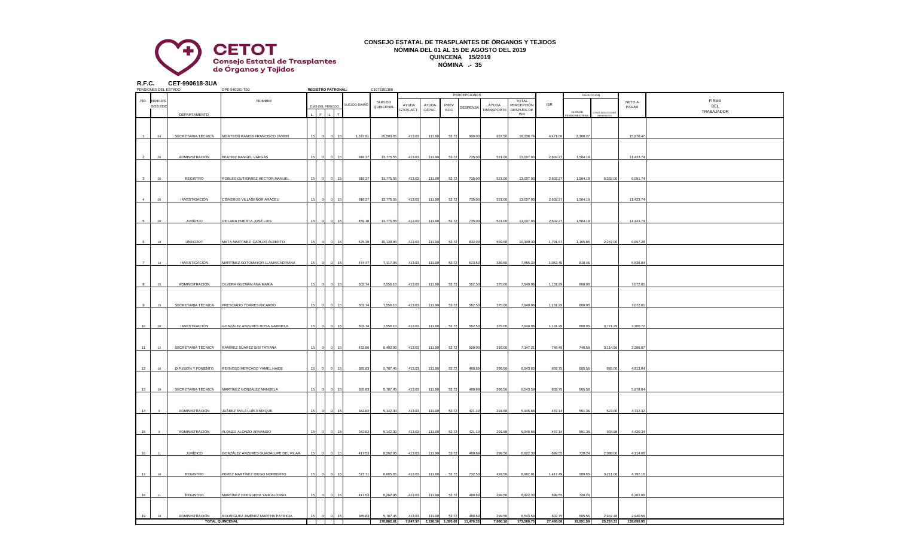**CETOT**
Consejo Estatal de Trasplantes de Órganos y Tejidos

# CONSEJO ESTATAL DE TRASPLANTES DE ÓRGANOS Y TEJIDOS

**NÓMINA DEL 01 AL 15 DE AGOSTO DEL 2019**
**QUINCENA 15/2019**
**NÓMINA .- 35**

**R.F.C. CET-990618-3UA**

PENSIONES DEL ESTADO DPE-540101-TS0 **REGISTRO PATRONAL:** C1675161388

| NO. | NIVELES GOB EDO | DEPARTAMENTO | NOMBRE | DÍAS DEL PERIODO L | F | L | T | SUELDO DIARIO | SUELDO QUINCENAL | PERCEPCIONES AYUDA GTOS ACT. | AYUDA CAPAC. | PREV SOC | DESPENSA | AYUDA TRANSPORTE | TOTAL PERCEPCIÓN DESPUES DE ISR | ISR | DEDUCCIÓN 11.5% DE PENSIONES TRAB. | OTRAS DEDUCCIONES | NETO A PAGAR | FIRMA DEL TRABAJADOR |
|---|---|---|---|---|---|---|---|---|---|---|---|---|---|---|---|---|---|---|---|---|
| 1 | 24 | SECRETARIA TÉCNICA | MONTEÓN RAMOS FRANCISCO JAVIER | 15 | 0 | 0 | 15 | 1,372.91 | 20,593.65 | 413.03 | 111.90 | 53.72 | 900.00 | 637.50 | 18,238.74 | 4,471.06 | 2,368.27 | | 15,870.47 | |
| 2 | 20 | ADMINISTRACIÓN | BEATRIZ RANGEL VARGAS | 15 | 0 | 0 | 15 | 918.37 | 13,775.55 | 413.03 | 111.90 | 53.72 | 735.00 | 521.00 | 13,007.93 | 2,602.27 | 1,584.19 | | 11,423.74 | |
| 3 | 20 | REGISTRO | ROBLES GUTIÉRREZ HÉCTOR MANUEL | 15 | 0 | 0 | 15 | 918.37 | 13,775.55 | 413.03 | 111.90 | 53.72 | 735.00 | 521.00 | 13,007.93 | 2,602.27 | 1,584.19 | 5,332.00 | 6,091.74 | |
| 4 | 20 | INVESTIGACIÓN | CISNEROS VILLASEÑOR ARACELI | 15 | 0 | 0 | 15 | 918.37 | 13,775.55 | 413.03 | 111.90 | 53.72 | 735.00 | 521.00 | 13,007.93 | 2,602.27 | 1,584.19 | | 11,423.74 | |
| 5 | 20 | JURÍDICO | DE LARA HUERTA JOSÉ LUIS | 15 | 0 | 0 | 15 | 459.18 | 13,775.55 | 413.03 | 111.90 | 53.72 | 735.00 | 521.00 | 13,007.93 | 2,602.27 | 1,584.19 | | 11,423.74 | |
| 6 | 18 | UNECDOT | MATA MARTINEZ CARLOS ALBERTO | 15 | 0 | 0 | 15 | 675.39 | 10,130.85 | 413.03 | 111.90 | 53.72 | 832.00 | 559.50 | 10,309.33 | 1,791.67 | 1,165.05 | 2,247.00 | 6,897.28 | |
| 7 | 14 | INVESTIGACIÓN | MARTÍNEZ SOTOMAYOR LLAMAS ADRIANA | 15 | 0 | 0 | 15 | 474.47 | 7,117.05 | 413.03 | 111.90 | 53.72 | 623.50 | 389.50 | 7,655.30 | 1,053.40 | 818.46 | | 6,836.84 | |
| 8 | 15 | ADMINISTRACIÓN | OLVERA GUZMÁN ANA MARÍA | 15 | 0 | 0 | 15 | 503.74 | 7,556.10 | 413.03 | 111.90 | 53.72 | 562.50 | 375.00 | 7,940.96 | 1,131.29 | 868.95 | | 7,072.01 | |
| 9 | 15 | SECRETARIA TÉCNICA | PRESCIADO TORRES RICARDO | 15 | 0 | 0 | 15 | 503.74 | 7,556.10 | 413.03 | 111.90 | 53.72 | 562.50 | 375.00 | 7,940.96 | 1,131.29 | 868.95 | | 7,072.01 | |
| 10 | 20 | INVESTIGACIÓN | GONZÁLEZ ANZURES ROSA GABRIELA | 15 | 0 | 0 | 15 | 503.74 | 7,556.10 | 413.03 | 111.90 | 53.72 | 562.50 | 375.00 | 7,940.96 | 1,131.29 | 868.95 | 3,771.29 | 3,300.72 | |
| 11 | 12 | SECRETARIA TÉCNICA | RAMÍREZ SUÁREZ SISI TATIANA | 15 | 0 | 0 | 15 | 432.80 | 6,492.06 | 413.03 | 111.90 | 53.72 | 509.00 | 316.00 | 7,147.21 | 748.49 | 746.59 | 3,114.56 | 3,286.07 | |
| 12 | 10 | DIFUSIÓN Y FOMENTO | REYNOSO MERCADO YAMEL HAIDE | 15 | 0 | 0 | 15 | 385.83 | 5,787.45 | 413.03 | 111.90 | 53.72 | 480.69 | 299.56 | 6,543.60 | 602.75 | 665.56 | 965.00 | 4,913.04 | |
| 13 | 10 | SECRETARIA TÉCNICA | MARTÍNEZ GONZÁLEZ MANUELA | 15 | 0 | 0 | 15 | 385.83 | 5,787.45 | 413.03 | 111.90 | 53.72 | 480.69 | 299.56 | 6,543.59 | 602.75 | 665.56 | | 5,878.04 | |
| 14 | 9 | ADMINISTRACIÓN | JUÁREZ ÁVILA LUÍS ENRIQUE | 15 | 0 | 0 | 15 | 342.82 | 5,142.30 | 413.03 | 111.90 | 53.72 | 421.19 | 291.68 | 5,946.68 | 487.14 | 591.36 | 623.00 | 4,732.32 | |
| 15 | 9 | ADMINISTRACIÓN | ALONZO ALONZO ARMANDO | 15 | 0 | 0 | 15 | 342.82 | 5,142.30 | 413.03 | 111.90 | 53.72 | 421.19 | 291.68 | 5,946.68 | 487.14 | 591.36 | 934.98 | 4,420.34 | |
| 16 | 11 | JURÍDICO | GONZÁLEZ ANZURES GUADALUPE DEL PILAR | 15 | 0 | 0 | 15 | 417.53 | 6,262.95 | 413.03 | 111.90 | 53.72 | 480.69 | 299.56 | 6,922.30 | 699.55 | 720.24 | 2,088.00 | 4,114.06 | |
| 17 | 16 | REGISTRO | PEREZ MARTÍNEZ DIEGO NORBERTO | 15 | 0 | 0 | 15 | 573.71 | 8,605.65 | 413.03 | 111.90 | 53.72 | 732.50 | 493.50 | 8,992.81 | 1,417.49 | 989.65 | 3,211.00 | 4,792.16 | |
| 18 | 11 | REGISTRO | MARTÍNEZ OCEGUERA YAIR ALONSO | 15 | 0 | 0 | 15 | 417.53 | 6,262.95 | 413.03 | 111.90 | 53.72 | 480.69 | 299.56 | 6,922.30 | 699.55 | 720.24 | | 6,202.06 | |
| 19 | 10 | ADMINISTRACIÓN | RODRÍGUEZ JIMÉNEZ MARTHA PATRICIA | 15 | 0 | 0 | 15 | 385.83 | 5,787.45 | 413.03 | 111.90 | 53.72 | 480.69 | 299.56 | 6,543.59 | 602.75 | 665.56 | 2,937.48 | 2,940.56 | |
| | | TOTAL QUINCENAL | | | | | | | 170,882.61 | 7,847.57 | 2,126.10 | 1,020.68 | 11,470.33 | 7,686.16 | 173,566.75 | 27,466.68 | 19,651.50 | 25,224.31 | 128,690.95 | |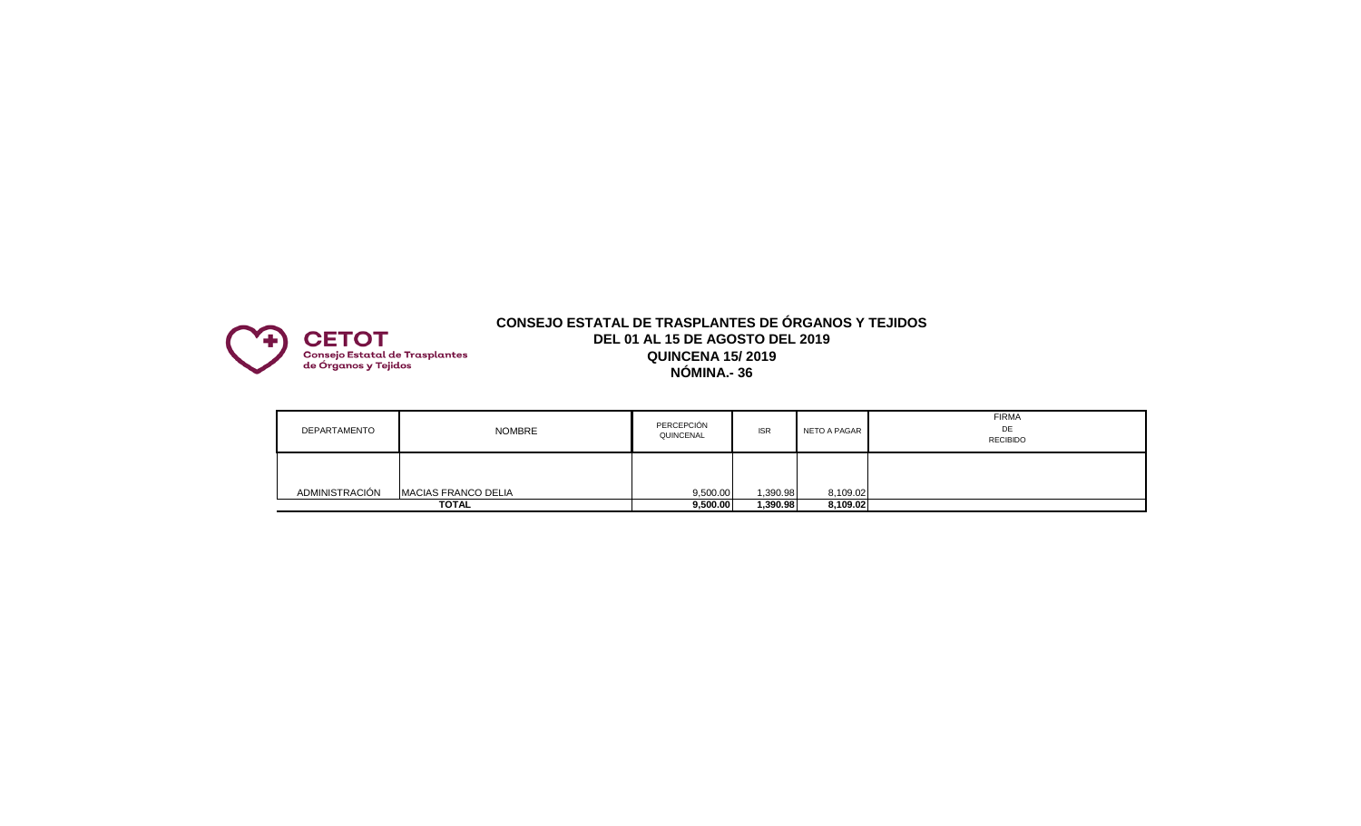CETOT
Consejo Estatal de Trasplantes de Órganos y Tejidos

**CONSEJO ESTATAL DE TRASPLANTES DE ÓRGANOS Y TEJIDOS**
**DEL 01 AL 15 DE AGOSTO DEL 2019**
**QUINCENA 15/ 2019**
**NÓMINA.- 36**

| DEPARTAMENTO | NOMBRE | PERCEPCIÓN QUINCENAL | ISR | NETO A PAGAR | FIRMA DE RECIBIDO |
|---|---|---|---|---|---|
| ADMINISTRACIÓN | MACIAS FRANCO DELIA | 9,500.00 | 1,390.98 | 8,109.02 | |
| **TOTAL** | | **9,500.00** | **1,390.98** | **8,109.02** | |